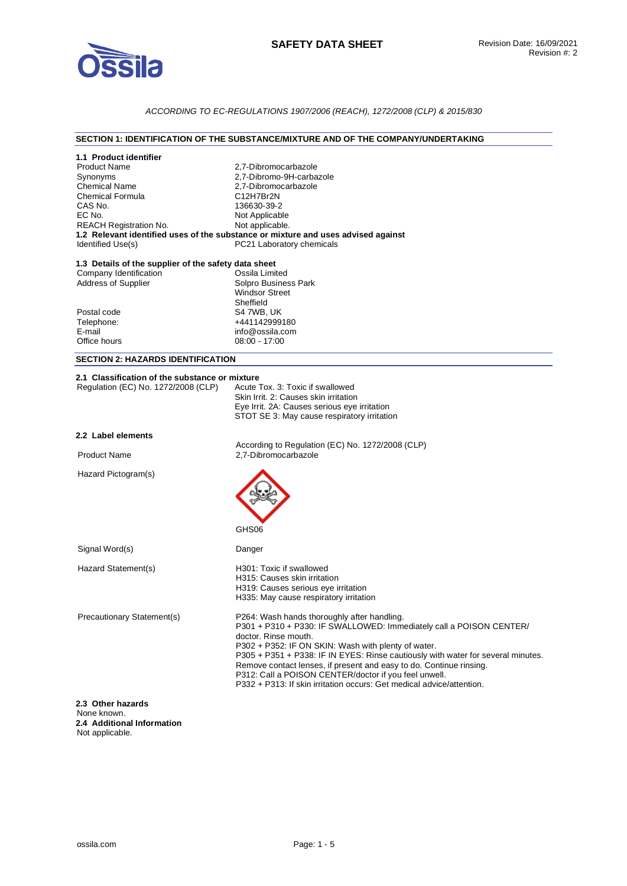# SAFETY DATA SHEET

Revision Date: 16/09/2021
Revision #: 2

*ACCORDING TO EC-REGULATIONS 1907/2006 (REACH), 1272/2008 (CLP) & 2015/830*

## SECTION 1: IDENTIFICATION OF THE SUBSTANCE/MIXTURE AND OF THE COMPANY/UNDERTAKING

### 1.1 Product identifier

| | |
|---|---|
| Product Name | 2,7-Dibromocarbazole |
| Synonyms | 2,7-Dibromo-9H-carbazole |
| Chemical Name | 2,7-Dibromocarbazole |
| Chemical Formula | $C_{12}H_7Br_2N$ |
| CAS No. | 136630-39-2 |
| EC No. | Not Applicable |
| REACH Registration No. | Not applicable. |

### 1.2 Relevant identified uses of the substance or mixture and uses advised against

| | |
|---|---|
| Identified Use(s) | PC21 Laboratory chemicals |

### 1.3 Details of the supplier of the safety data sheet

| | |
|---|---|
| Company Identification | Ossila Limited |
| Address of Supplier | Solpro Business Park<br>Windsor Street<br>Sheffield |
| Postal code | S4 7WB, UK |
| Telephone: | +441142999180 |
| E-mail | info@ossila.com |
| Office hours | 08:00 - 17:00 |

## SECTION 2: HAZARDS IDENTIFICATION

### 2.1 Classification of the substance or mixture

Regulation (EC) No. 1272/2008 (CLP)
- Acute Tox. 3: Toxic if swallowed
- Skin Irrit. 2: Causes skin irritation
- Eye Irrit. 2A: Causes serious eye irritation
- STOT SE 3: May cause respiratory irritation

### 2.2 Label elements

According to Regulation (EC) No. 1272/2008 (CLP)

| | |
|---|---|
| Product Name | 2,7-Dibromocarbazole |
| Hazard Pictogram(s) | GHS06 |
| Signal Word(s) | Danger |
| Hazard Statement(s) | H301: Toxic if swallowed<br>H315: Causes skin irritation<br>H319: Causes serious eye irritation<br>H335: May cause respiratory irritation |
| Precautionary Statement(s) | P264: Wash hands thoroughly after handling.<br>P301 + P310 + P330: IF SWALLOWED: Immediately call a POISON CENTER/ doctor. Rinse mouth.<br>P302 + P352: IF ON SKIN: Wash with plenty of water.<br>P305 + P351 + P338: IF IN EYES: Rinse cautiously with water for several minutes. Remove contact lenses, if present and easy to do. Continue rinsing.<br>P312: Call a POISON CENTER/doctor if you feel unwell.<br>P332 + P313: If skin irritation occurs: Get medical advice/attention. |

### 2.3 Other hazards

None known.

### 2.4 Additional Information

Not applicable.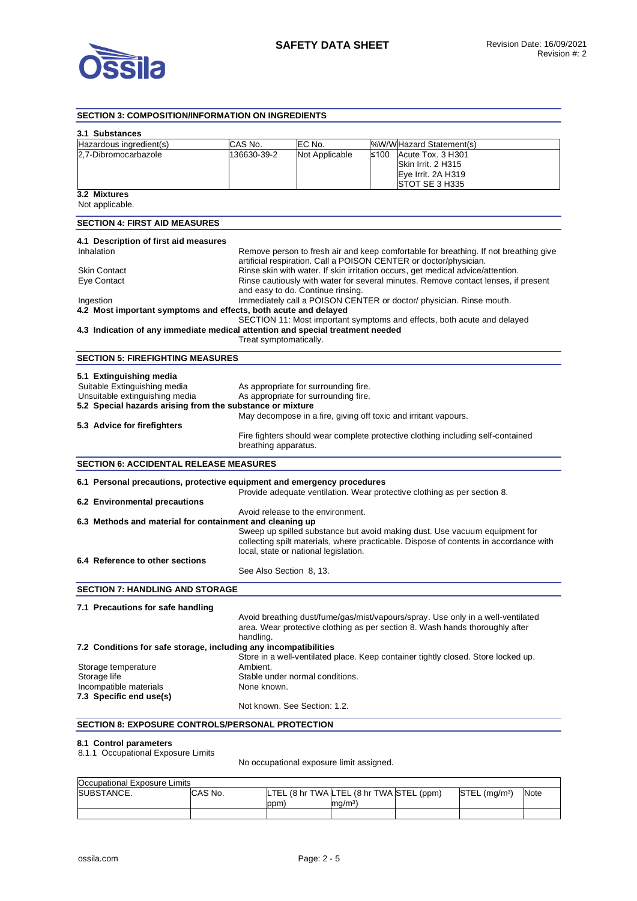## SECTION 3: COMPOSITION/INFORMATION ON INGREDIENTS

### 3.1 Substances

| Hazardous ingredient(s) | CAS No. | EC No. | %W/W | Hazard Statement(s) |
|---|---|---|---|---|
| 2,7-Dibromocarbazole | 136630-39-2 | Not Applicable | ≤100 | Acute Tox. 3 H301<br>Skin Irrit. 2 H315<br>Eye Irrit. 2A H319<br>STOT SE 3 H335 |

### 3.2 Mixtures

Not applicable.

## SECTION 4: FIRST AID MEASURES

### 4.1 Description of first aid measures

Inhalation: Remove person to fresh air and keep comfortable for breathing. If not breathing give artificial respiration. Call a POISON CENTER or doctor/physician.

Skin Contact: Rinse skin with water. If skin irritation occurs, get medical advice/attention.

Eye Contact: Rinse cautiously with water for several minutes. Remove contact lenses, if present and easy to do. Continue rinsing.

Ingestion: Immediately call a POISON CENTER or doctor/ physician. Rinse mouth.

### 4.2 Most important symptoms and effects, both acute and delayed

SECTION 11: Most important symptoms and effects, both acute and delayed

### 4.3 Indication of any immediate medical attention and special treatment needed

Treat symptomatically.

## SECTION 5: FIREFIGHTING MEASURES

### 5.1 Extinguishing media

Suitable Extinguishing media: As appropriate for surrounding fire.

Unsuitable extinguishing media: As appropriate for surrounding fire.

### 5.2 Special hazards arising from the substance or mixture

May decompose in a fire, giving off toxic and irritant vapours.

### 5.3 Advice for firefighters

Fire fighters should wear complete protective clothing including self-contained breathing apparatus.

## SECTION 6: ACCIDENTAL RELEASE MEASURES

### 6.1 Personal precautions, protective equipment and emergency procedures

Provide adequate ventilation. Wear protective clothing as per section 8.

### 6.2 Environmental precautions

Avoid release to the environment.

### 6.3 Methods and material for containment and cleaning up

Sweep up spilled substance but avoid making dust. Use vacuum equipment for collecting spilt materials, where practicable. Dispose of contents in accordance with local, state or national legislation.

### 6.4 Reference to other sections

See Also Section 8, 13.

## SECTION 7: HANDLING AND STORAGE

### 7.1 Precautions for safe handling

Avoid breathing dust/fume/gas/mist/vapours/spray. Use only in a well-ventilated area. Wear protective clothing as per section 8. Wash hands thoroughly after handling.

### 7.2 Conditions for safe storage, including any incompatibilities

Store in a well-ventilated place. Keep container tightly closed. Store locked up.

Storage temperature: Ambient.

Storage life: Stable under normal conditions.

Incompatible materials: None known.

### 7.3 Specific end use(s)

Not known. See Section: 1.2.

## SECTION 8: EXPOSURE CONTROLS/PERSONAL PROTECTION

### 8.1 Control parameters

8.1.1 Occupational Exposure Limits

No occupational exposure limit assigned.

| Occupational Exposure Limits | | | | | | |
|---|---|---|---|---|---|---|
| SUBSTANCE. | CAS No. | LTEL (8 hr TWA ppm) | LTEL (8 hr TWA mg/m³) | STEL (ppm) | STEL (mg/m³) | Note |
| | | | | | | |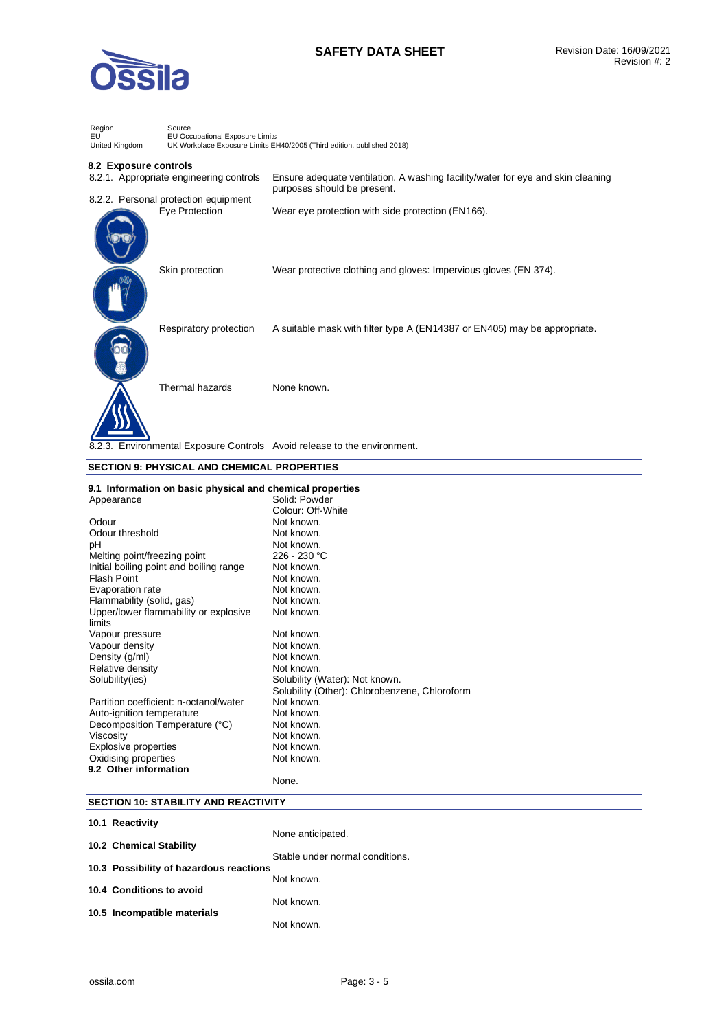| Region | Source |
| --- | --- |
| EU | EU Occupational Exposure Limits |
| United Kingdom | UK Workplace Exposure Limits EH40/2005 (Third edition, published 2018) |

### 8.2 Exposure controls

| | |
| --- | --- |
| 8.2.1. Appropriate engineering controls | Ensure adequate ventilation. A washing facility/water for eye and skin cleaning purposes should be present. |
| 8.2.2. Personal protection equipment | |
| Eye Protection | Wear eye protection with side protection (EN166). |
| Skin protection | Wear protective clothing and gloves: Impervious gloves (EN 374). |
| Respiratory protection | A suitable mask with filter type A (EN14387 or EN405) may be appropriate. |
| Thermal hazards | None known. |
| 8.2.3. Environmental Exposure Controls | Avoid release to the environment. |

## SECTION 9: PHYSICAL AND CHEMICAL PROPERTIES

### 9.1 Information on basic physical and chemical properties

| | |
| --- | --- |
| Appearance | Solid: Powder<br>Colour: Off-White |
| Odour | Not known. |
| Odour threshold | Not known. |
| pH | Not known. |
| Melting point/freezing point | 226 - 230 °C |
| Initial boiling point and boiling range | Not known. |
| Flash Point | Not known. |
| Evaporation rate | Not known. |
| Flammability (solid, gas) | Not known. |
| Upper/lower flammability or explosive limits | Not known. |
| Vapour pressure | Not known. |
| Vapour density | Not known. |
| Density (g/ml) | Not known. |
| Relative density | Not known. |
| Solubility(ies) | Solubility (Water): Not known.<br>Solubility (Other): Chlorobenzene, Chloroform |
| Partition coefficient: n-octanol/water | Not known. |
| Auto-ignition temperature | Not known. |
| Decomposition Temperature (°C) | Not known. |
| Viscosity | Not known. |
| Explosive properties | Not known. |
| Oxidising properties | Not known. |

### 9.2 Other information

None.

## SECTION 10: STABILITY AND REACTIVITY

### 10.1 Reactivity

None anticipated.

### 10.2 Chemical Stability

Stable under normal conditions.

### 10.3 Possibility of hazardous reactions

Not known.

### 10.4 Conditions to avoid

Not known.

### 10.5 Incompatible materials

Not known.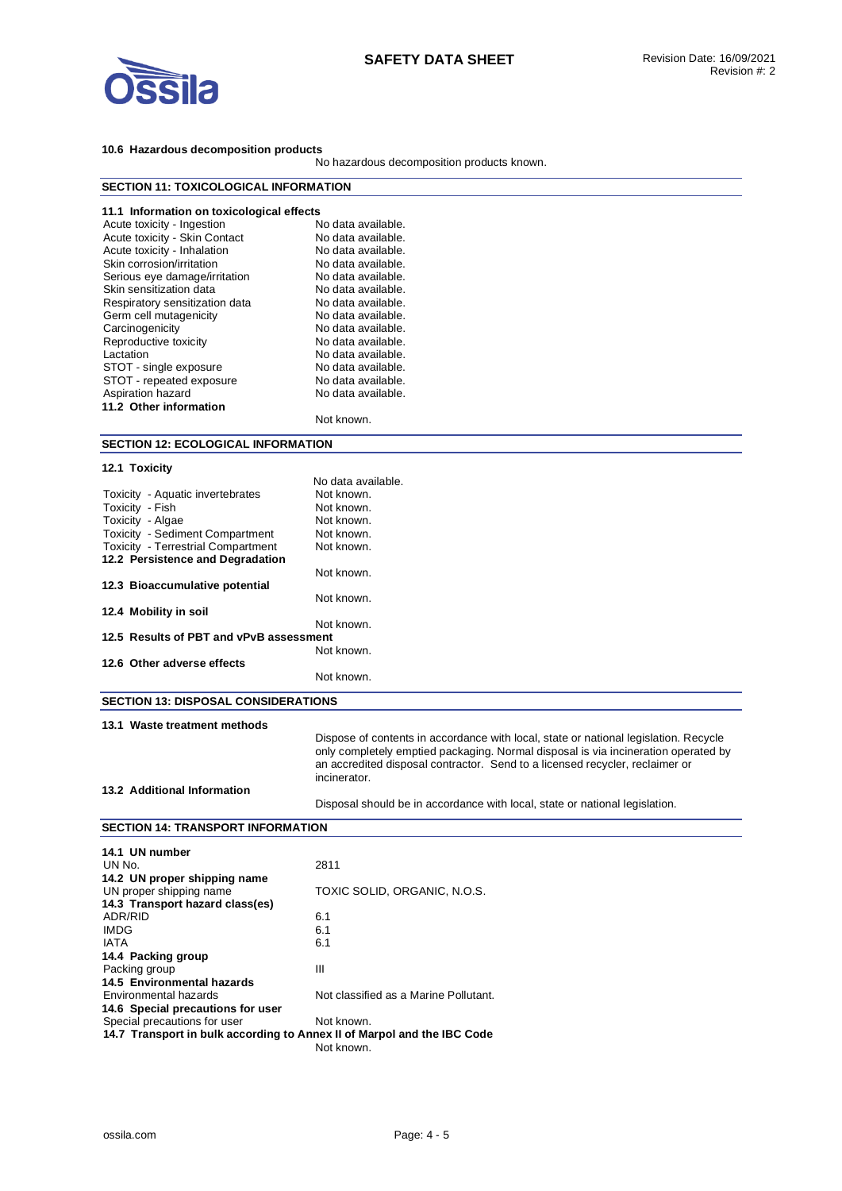**10.6 Hazardous decomposition products**

No hazardous decomposition products known.

## SECTION 11: TOXICOLOGICAL INFORMATION

**11.1 Information on toxicological effects**

| | |
|---|---|
| Acute toxicity - Ingestion | No data available. |
| Acute toxicity - Skin Contact | No data available. |
| Acute toxicity - Inhalation | No data available. |
| Skin corrosion/irritation | No data available. |
| Serious eye damage/irritation | No data available. |
| Skin sensitization data | No data available. |
| Respiratory sensitization data | No data available. |
| Germ cell mutagenicity | No data available. |
| Carcinogenicity | No data available. |
| Reproductive toxicity | No data available. |
| Lactation | No data available. |
| STOT - single exposure | No data available. |
| STOT - repeated exposure | No data available. |
| Aspiration hazard | No data available. |

**11.2 Other information**

Not known.

## SECTION 12: ECOLOGICAL INFORMATION

**12.1 Toxicity**

No data available.

| | |
|---|---|
| Toxicity - Aquatic invertebrates | Not known. |
| Toxicity - Fish | Not known. |
| Toxicity - Algae | Not known. |
| Toxicity - Sediment Compartment | Not known. |
| Toxicity - Terrestrial Compartment | Not known. |

**12.2 Persistence and Degradation**

Not known.

**12.3 Bioaccumulative potential**

Not known.

**12.4 Mobility in soil**

Not known.

**12.5 Results of PBT and vPvB assessment**

Not known.

**12.6 Other adverse effects**

Not known.

## SECTION 13: DISPOSAL CONSIDERATIONS

**13.1 Waste treatment methods**

Dispose of contents in accordance with local, state or national legislation. Recycle only completely emptied packaging. Normal disposal is via incineration operated by an accredited disposal contractor. Send to a licensed recycler, reclaimer or incinerator.

**13.2 Additional Information**

Disposal should be in accordance with local, state or national legislation.

## SECTION 14: TRANSPORT INFORMATION

**14.1 UN number**

| | |
|---|---|
| UN No. | 2811 |

**14.2 UN proper shipping name**

| | |
|---|---|
| UN proper shipping name | TOXIC SOLID, ORGANIC, N.O.S. |

**14.3 Transport hazard class(es)**

| | |
|---|---|
| ADR/RID | 6.1 |
| IMDG | 6.1 |
| IATA | 6.1 |

**14.4 Packing group**

| | |
|---|---|
| Packing group | III |

**14.5 Environmental hazards**

| | |
|---|---|
| Environmental hazards | Not classified as a Marine Pollutant. |

**14.6 Special precautions for user**

| | |
|---|---|
| Special precautions for user | Not known. |

**14.7 Transport in bulk according to Annex II of Marpol and the IBC Code**

Not known.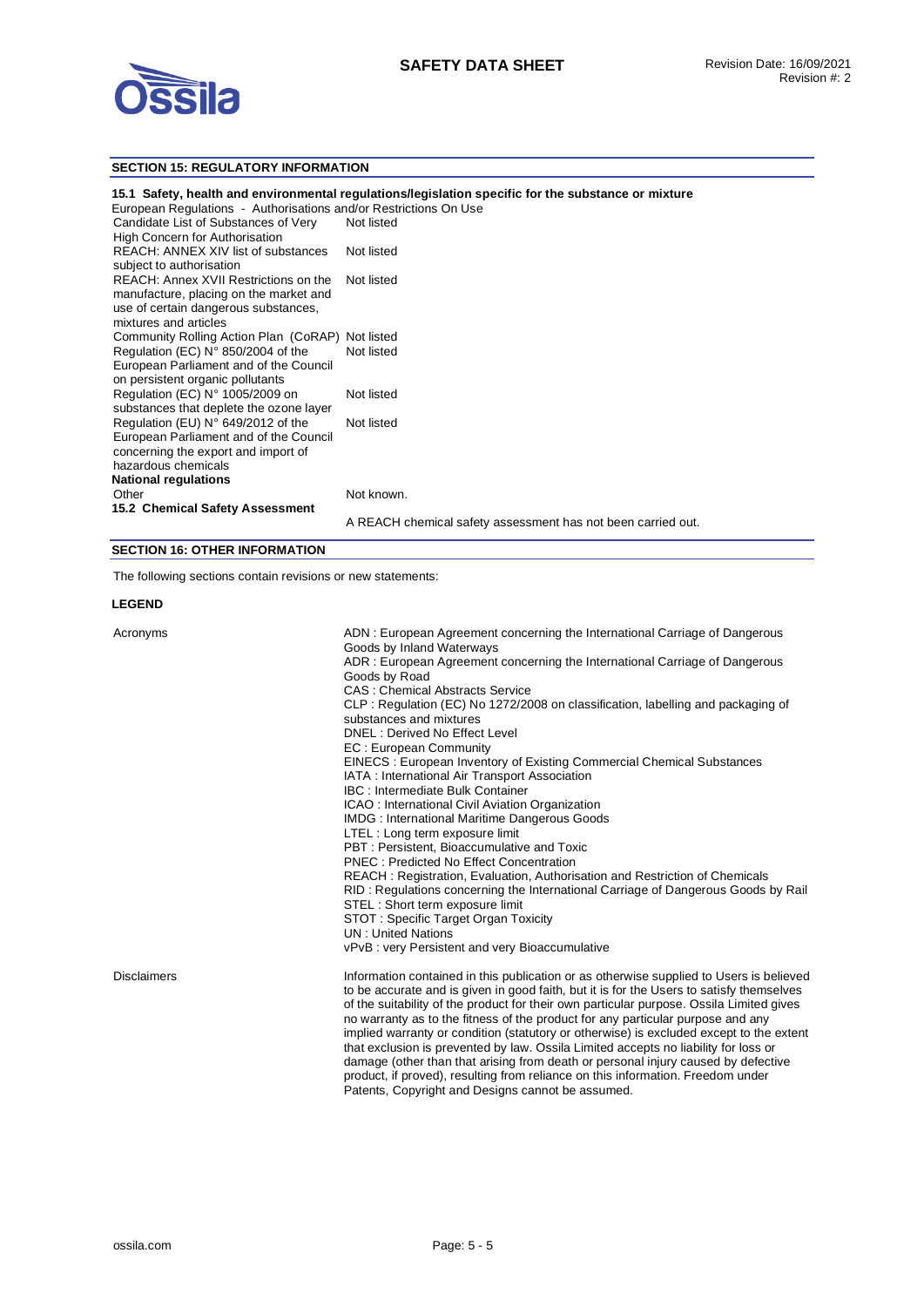## SECTION 15: REGULATORY INFORMATION

### 15.1 Safety, health and environmental regulations/legislation specific for the substance or mixture

European Regulations - Authorisations and/or Restrictions On Use

| | |
|---|---|
| Candidate List of Substances of Very High Concern for Authorisation | Not listed |
| REACH: ANNEX XIV list of substances subject to authorisation | Not listed |
| REACH: Annex XVII Restrictions on the manufacture, placing on the market and use of certain dangerous substances, mixtures and articles | Not listed |
| Community Rolling Action Plan (CoRAP) | Not listed |
| Regulation (EC) N° 850/2004 of the European Parliament and of the Council on persistent organic pollutants | Not listed |
| Regulation (EC) N° 1005/2009 on substances that deplete the ozone layer | Not listed |
| Regulation (EU) N° 649/2012 of the European Parliament and of the Council concerning the export and import of hazardous chemicals | Not listed |

**National regulations**

| | |
|---|---|
| Other | Not known. |

**15.2 Chemical Safety Assessment**

A REACH chemical safety assessment has not been carried out.

## SECTION 16: OTHER INFORMATION

The following sections contain revisions or new statements:

**LEGEND**

Acronyms

ADN : European Agreement concerning the International Carriage of Dangerous Goods by Inland Waterways
ADR : European Agreement concerning the International Carriage of Dangerous Goods by Road
CAS : Chemical Abstracts Service
CLP : Regulation (EC) No 1272/2008 on classification, labelling and packaging of substances and mixtures
DNEL : Derived No Effect Level
EC : European Community
EINECS : European Inventory of Existing Commercial Chemical Substances
IATA : International Air Transport Association
IBC : Intermediate Bulk Container
ICAO : International Civil Aviation Organization
IMDG : International Maritime Dangerous Goods
LTEL : Long term exposure limit
PBT : Persistent, Bioaccumulative and Toxic
PNEC : Predicted No Effect Concentration
REACH : Registration, Evaluation, Authorisation and Restriction of Chemicals
RID : Regulations concerning the International Carriage of Dangerous Goods by Rail
STEL : Short term exposure limit
STOT : Specific Target Organ Toxicity
UN : United Nations
vPvB : very Persistent and very Bioaccumulative

Disclaimers

Information contained in this publication or as otherwise supplied to Users is believed to be accurate and is given in good faith, but it is for the Users to satisfy themselves of the suitability of the product for their own particular purpose. Ossila Limited gives no warranty as to the fitness of the product for any particular purpose and any implied warranty or condition (statutory or otherwise) is excluded except to the extent that exclusion is prevented by law. Ossila Limited accepts no liability for loss or damage (other than that arising from death or personal injury caused by defective product, if proved), resulting from reliance on this information. Freedom under Patents, Copyright and Designs cannot be assumed.